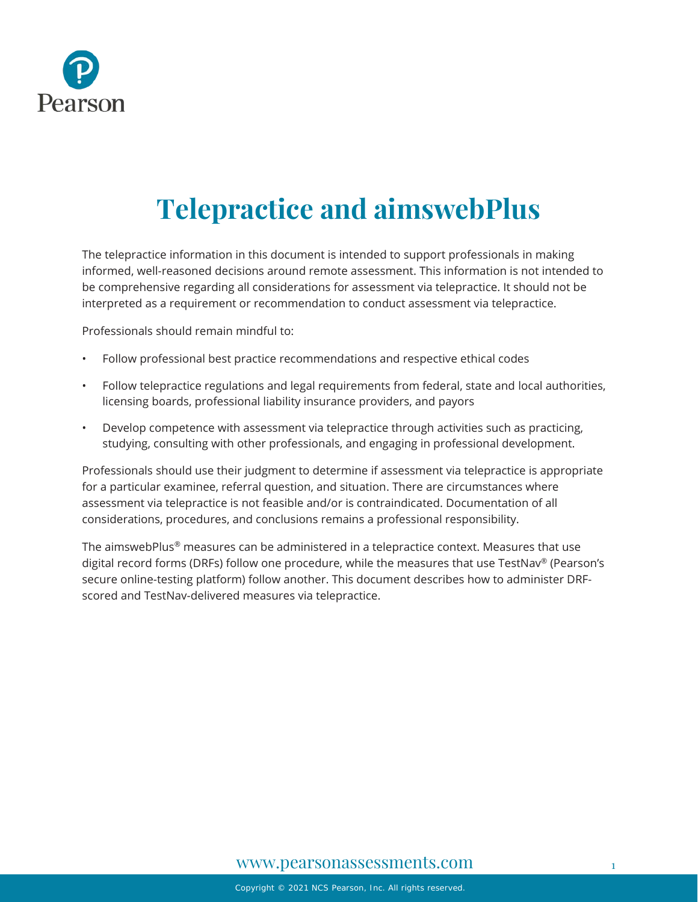# Telepractice and aimswebPlus

The telepractice information in this document is intended to support professionals in making informed, well-reasoned decisions around remote assessment. This information is not intended to be comprehensive regarding all considerations for assessment via telepractice. It should not be interpreted as a requirement or recommendation to conduct assessment via telepractice.

Professionals should remain mindful to:

- Follow professional best practice recommendations and respective ethical codes
- Follow telepractice regulations and legal requirements from federal, state and local authorities, licensing boards, professional liability insurance providers, and payors
- Develop competence with assessment via telepractice through activities such as practicing, studying, consulting with other professionals, and engaging in professional development.

Professionals should use their judgment to determine if assessment via telepractice is appropriate for a particular examinee, referral question, and situation. There are circumstances where assessment via telepractice is not feasible and/or is contraindicated. Documentation of all considerations, procedures, and conclusions remains a professional responsibility.

The aimswebPlus® measures can be administered in a telepractice context. Measures that use digital record forms (DRFs) follow one procedure, while the measures that use TestNav® (Pearson's secure online-testing platform) follow another. This document describes how to administer DRF-scored and TestNav-delivered measures via telepractice.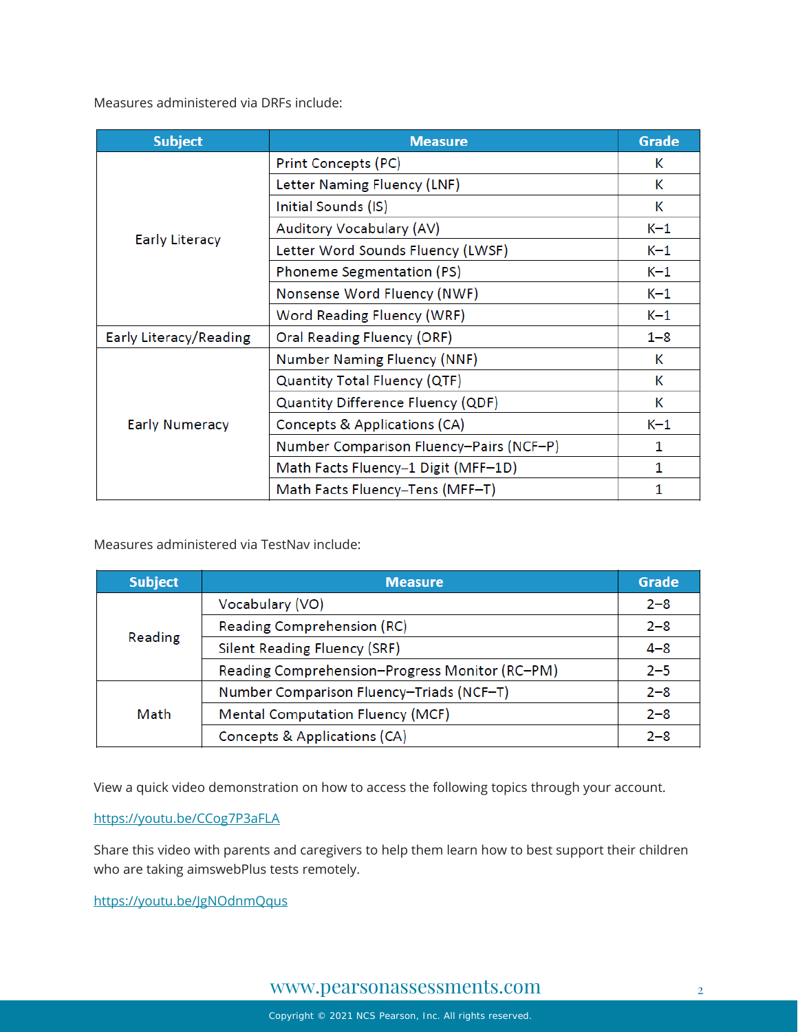Measures administered via DRFs include:

| Subject | Measure | Grade |
| --- | --- | --- |
| Early Literacy | Print Concepts (PC) | K |
| | Letter Naming Fluency (LNF) | K |
| | Initial Sounds (IS) | K |
| | Auditory Vocabulary (AV) | K–1 |
| | Letter Word Sounds Fluency (LWSF) | K–1 |
| | Phoneme Segmentation (PS) | K–1 |
| | Nonsense Word Fluency (NWF) | K–1 |
| | Word Reading Fluency (WRF) | K–1 |
| Early Literacy/Reading | Oral Reading Fluency (ORF) | 1–8 |
| Early Numeracy | Number Naming Fluency (NNF) | K |
| | Quantity Total Fluency (QTF) | K |
| | Quantity Difference Fluency (QDF) | K |
| | Concepts & Applications (CA) | K–1 |
| | Number Comparison Fluency–Pairs (NCF–P) | 1 |
| | Math Facts Fluency–1 Digit (MFF–1D) | 1 |
| | Math Facts Fluency–Tens (MFF–T) | 1 |

Measures administered via TestNav include:

| Subject | Measure | Grade |
| --- | --- | --- |
| Reading | Vocabulary (VO) | 2–8 |
| | Reading Comprehension (RC) | 2–8 |
| | Silent Reading Fluency (SRF) | 4–8 |
| | Reading Comprehension–Progress Monitor (RC–PM) | 2–5 |
| Math | Number Comparison Fluency–Triads (NCF–T) | 2–8 |
| | Mental Computation Fluency (MCF) | 2–8 |
| | Concepts & Applications (CA) | 2–8 |

View a quick video demonstration on how to access the following topics through your account.

https://youtu.be/CCog7P3aFLA

Share this video with parents and caregivers to help them learn how to best support their children who are taking aimswebPlus tests remotely.

https://youtu.be/JgNOdnmQqus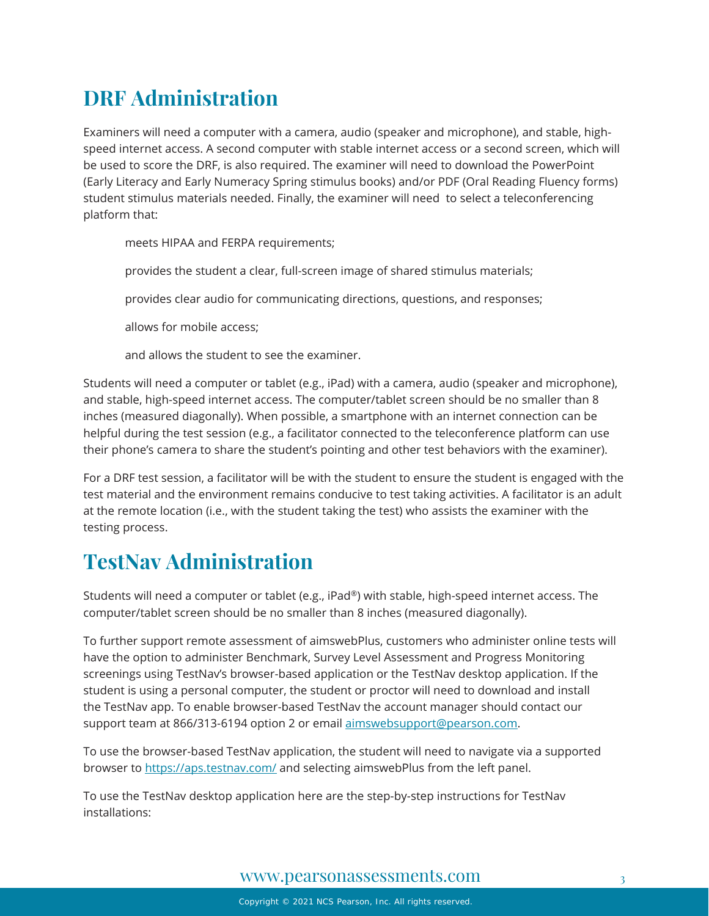## DRF Administration

Examiners will need a computer with a camera, audio (speaker and microphone), and stable, high-speed internet access. A second computer with stable internet access or a second screen, which will be used to score the DRF, is also required. The examiner will need to download the PowerPoint (Early Literacy and Early Numeracy Spring stimulus books) and/or PDF (Oral Reading Fluency forms) student stimulus materials needed. Finally, the examiner will need to select a teleconferencing platform that:

- meets HIPAA and FERPA requirements;
- provides the student a clear, full-screen image of shared stimulus materials;
- provides clear audio for communicating directions, questions, and responses;
- allows for mobile access;
- and allows the student to see the examiner.

Students will need a computer or tablet (e.g., iPad) with a camera, audio (speaker and microphone), and stable, high-speed internet access. The computer/tablet screen should be no smaller than 8 inches (measured diagonally). When possible, a smartphone with an internet connection can be helpful during the test session (e.g., a facilitator connected to the teleconference platform can use their phone's camera to share the student's pointing and other test behaviors with the examiner).

For a DRF test session, a facilitator will be with the student to ensure the student is engaged with the test material and the environment remains conducive to test taking activities. A facilitator is an adult at the remote location (i.e., with the student taking the test) who assists the examiner with the testing process.

## TestNav Administration

Students will need a computer or tablet (e.g., iPad®) with stable, high-speed internet access. The computer/tablet screen should be no smaller than 8 inches (measured diagonally).

To further support remote assessment of aimswebPlus, customers who administer online tests will have the option to administer Benchmark, Survey Level Assessment and Progress Monitoring screenings using TestNav's browser-based application or the TestNav desktop application. If the student is using a personal computer, the student or proctor will need to download and install the TestNav app. To enable browser-based TestNav the account manager should contact our support team at 866/313-6194 option 2 or email [aimswebsupport@pearson.com](mailto:aimswebsupport@pearson.com).

To use the browser-based TestNav application, the student will need to navigate via a supported browser to [https://aps.testnav.com/](https://aps.testnav.com/) and selecting aimswebPlus from the left panel.

To use the TestNav desktop application here are the step-by-step instructions for TestNav installations: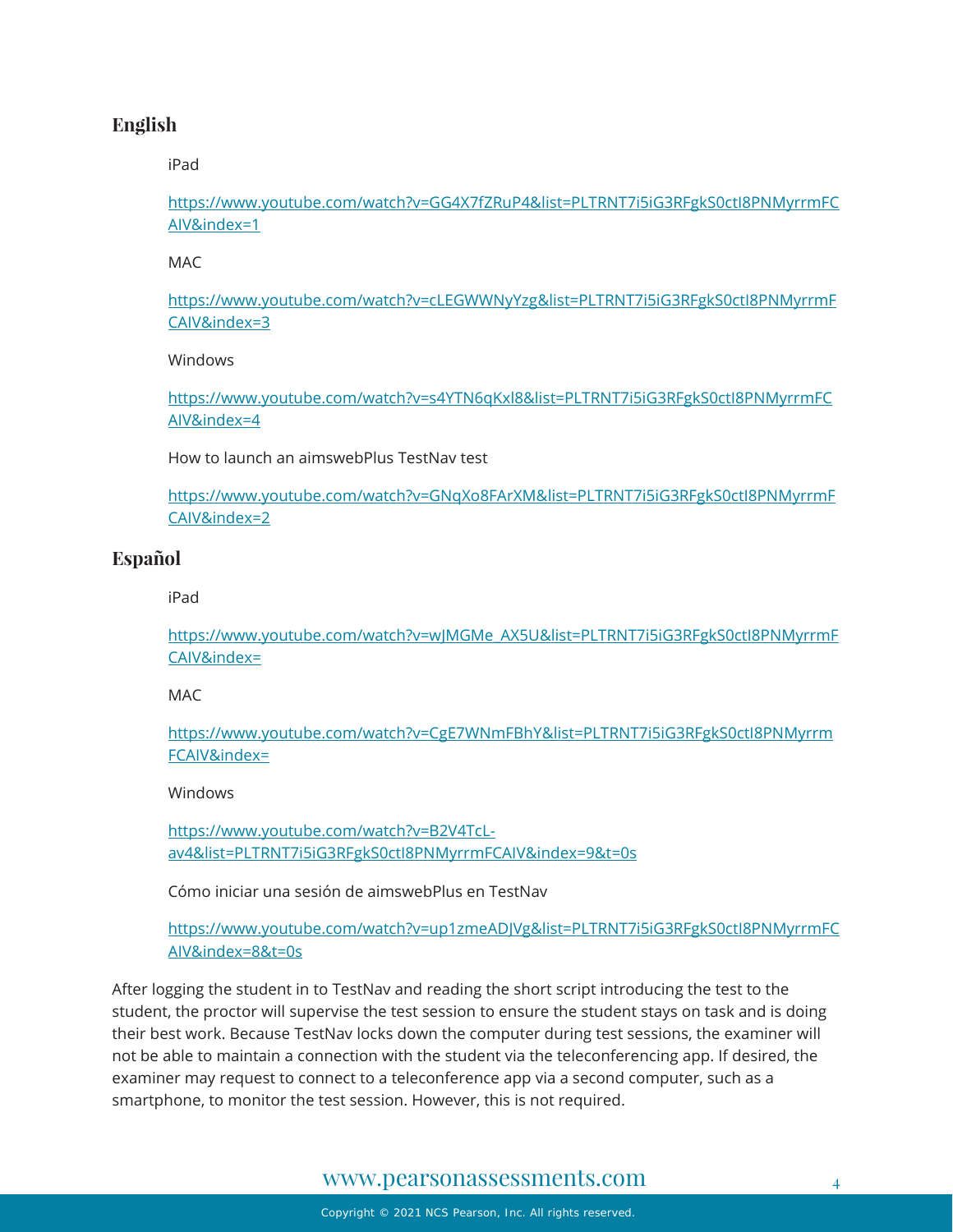## English

iPad

https://www.youtube.com/watch?v=GG4X7fZRuP4&list=PLTRNT7i5iG3RFgkS0ctI8PNMyrrmFCAIV&index=1

MAC

https://www.youtube.com/watch?v=cLEGWWNyYzg&list=PLTRNT7i5iG3RFgkS0ctI8PNMyrrmFCAIV&index=3

Windows

https://www.youtube.com/watch?v=s4YTN6qKxl8&list=PLTRNT7i5iG3RFgkS0ctI8PNMyrrmFCAIV&index=4

How to launch an aimswebPlus TestNav test

https://www.youtube.com/watch?v=GNqXo8FArXM&list=PLTRNT7i5iG3RFgkS0ctI8PNMyrrmFCAIV&index=2

## Español

iPad

https://www.youtube.com/watch?v=wJMGMe_AX5U&list=PLTRNT7i5iG3RFgkS0ctI8PNMyrrmFCAIV&index=

MAC

https://www.youtube.com/watch?v=CgE7WNmFBhY&list=PLTRNT7i5iG3RFgkS0ctI8PNMyrrmFCAIV&index=

Windows

https://www.youtube.com/watch?v=B2V4TcL-av4&list=PLTRNT7i5iG3RFgkS0ctI8PNMyrrmFCAIV&index=9&t=0s

Cómo iniciar una sesión de aimswebPlus en TestNav

https://www.youtube.com/watch?v=up1zmeADJVg&list=PLTRNT7i5iG3RFgkS0ctI8PNMyrrmFCAIV&index=8&t=0s

After logging the student in to TestNav and reading the short script introducing the test to the student, the proctor will supervise the test session to ensure the student stays on task and is doing their best work. Because TestNav locks down the computer during test sessions, the examiner will not be able to maintain a connection with the student via the teleconferencing app. If desired, the examiner may request to connect to a teleconference app via a second computer, such as a smartphone, to monitor the test session. However, this is not required.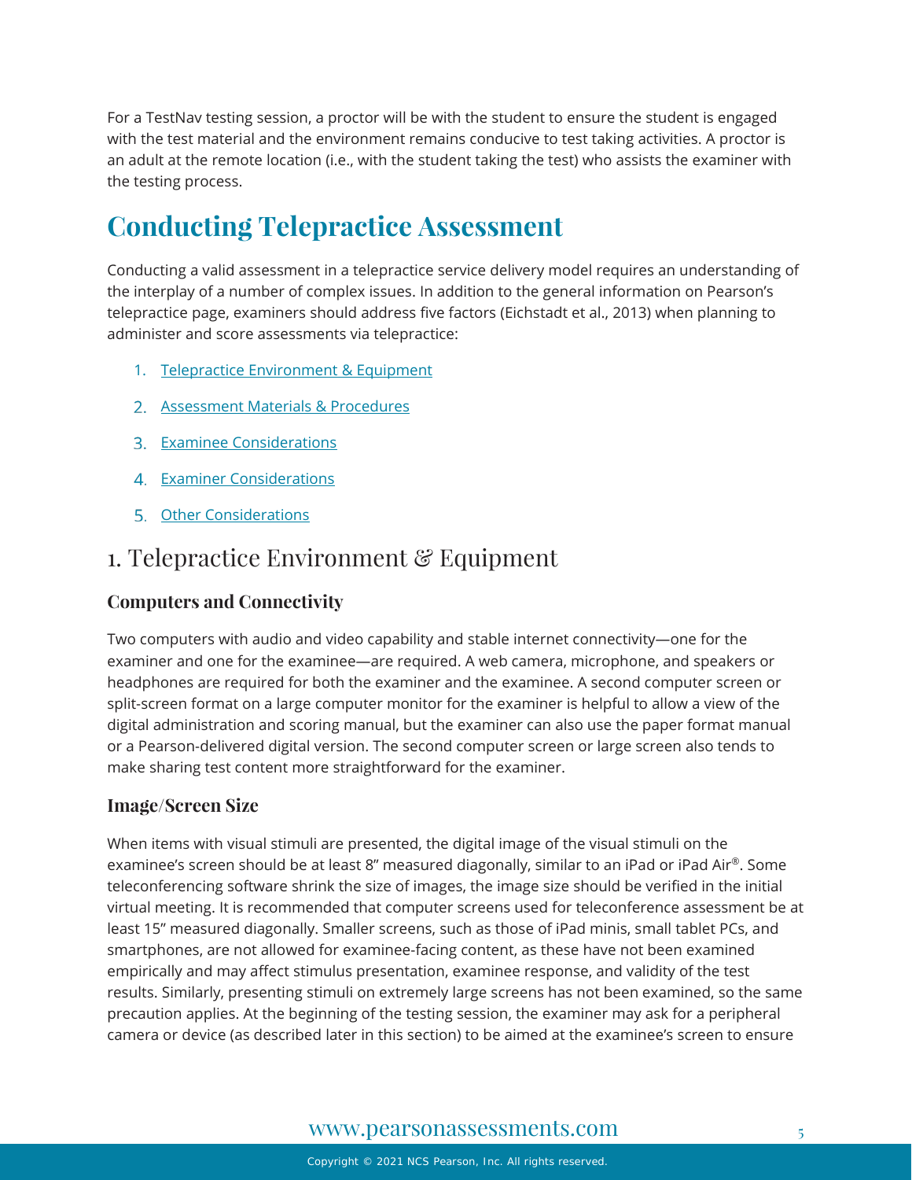For a TestNav testing session, a proctor will be with the student to ensure the student is engaged with the test material and the environment remains conducive to test taking activities. A proctor is an adult at the remote location (i.e., with the student taking the test) who assists the examiner with the testing process.

# Conducting Telepractice Assessment

Conducting a valid assessment in a telepractice service delivery model requires an understanding of the interplay of a number of complex issues. In addition to the general information on Pearson's telepractice page, examiners should address five factors (Eichstadt et al., 2013) when planning to administer and score assessments via telepractice:

1. Telepractice Environment & Equipment
2. Assessment Materials & Procedures
3. Examinee Considerations
4. Examiner Considerations
5. Other Considerations

## 1. Telepractice Environment & Equipment

### Computers and Connectivity

Two computers with audio and video capability and stable internet connectivity—one for the examiner and one for the examinee—are required. A web camera, microphone, and speakers or headphones are required for both the examiner and the examinee. A second computer screen or split-screen format on a large computer monitor for the examiner is helpful to allow a view of the digital administration and scoring manual, but the examiner can also use the paper format manual or a Pearson-delivered digital version. The second computer screen or large screen also tends to make sharing test content more straightforward for the examiner.

### Image/Screen Size

When items with visual stimuli are presented, the digital image of the visual stimuli on the examinee's screen should be at least 8" measured diagonally, similar to an iPad or iPad Air®. Some teleconferencing software shrink the size of images, the image size should be verified in the initial virtual meeting. It is recommended that computer screens used for teleconference assessment be at least 15" measured diagonally. Smaller screens, such as those of iPad minis, small tablet PCs, and smartphones, are not allowed for examinee-facing content, as these have not been examined empirically and may affect stimulus presentation, examinee response, and validity of the test results. Similarly, presenting stimuli on extremely large screens has not been examined, so the same precaution applies. At the beginning of the testing session, the examiner may ask for a peripheral camera or device (as described later in this section) to be aimed at the examinee's screen to ensure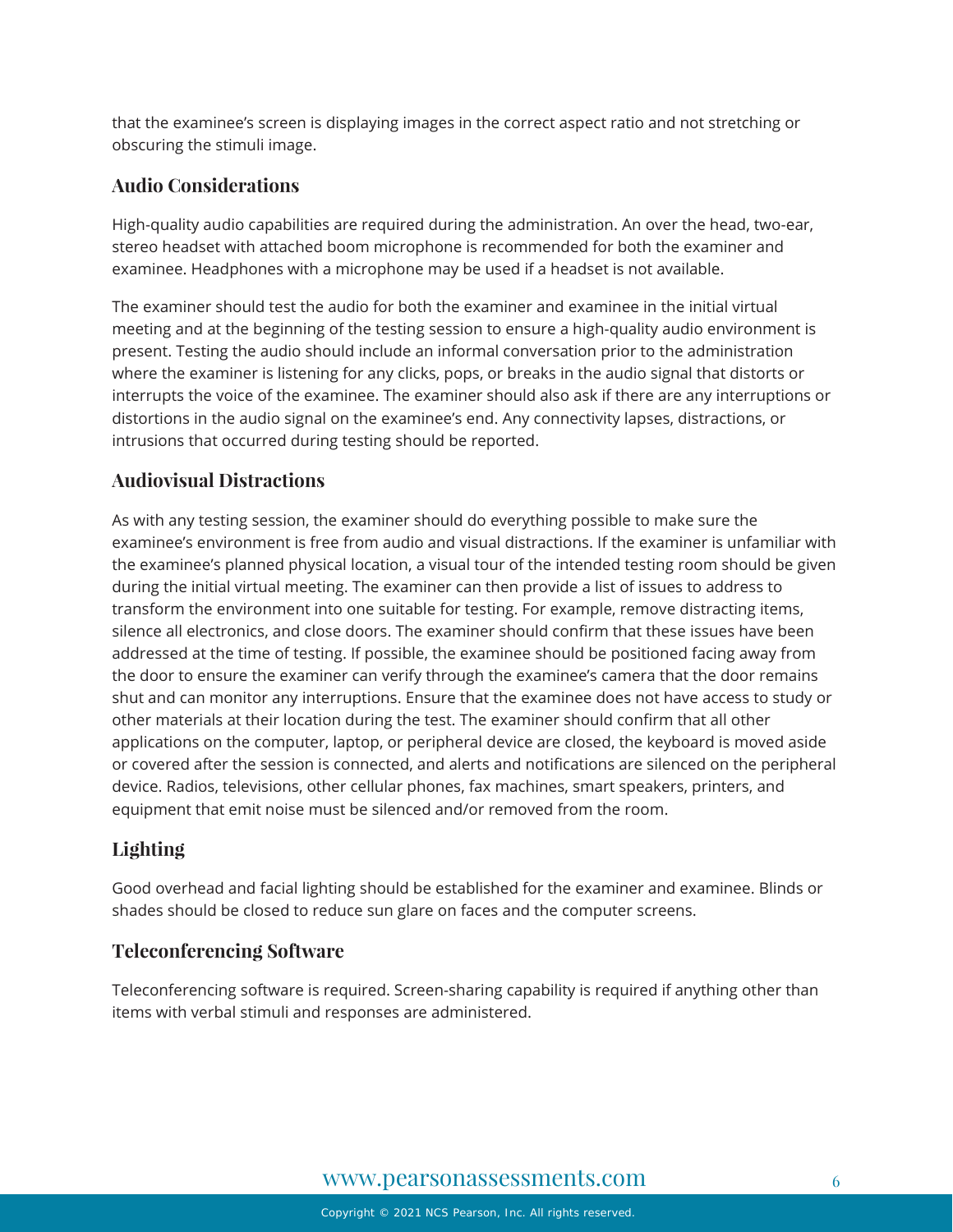that the examinee's screen is displaying images in the correct aspect ratio and not stretching or obscuring the stimuli image.

### Audio Considerations

High-quality audio capabilities are required during the administration. An over the head, two-ear, stereo headset with attached boom microphone is recommended for both the examiner and examinee. Headphones with a microphone may be used if a headset is not available.

The examiner should test the audio for both the examiner and examinee in the initial virtual meeting and at the beginning of the testing session to ensure a high-quality audio environment is present. Testing the audio should include an informal conversation prior to the administration where the examiner is listening for any clicks, pops, or breaks in the audio signal that distorts or interrupts the voice of the examinee. The examiner should also ask if there are any interruptions or distortions in the audio signal on the examinee's end. Any connectivity lapses, distractions, or intrusions that occurred during testing should be reported.

### Audiovisual Distractions

As with any testing session, the examiner should do everything possible to make sure the examinee's environment is free from audio and visual distractions. If the examiner is unfamiliar with the examinee's planned physical location, a visual tour of the intended testing room should be given during the initial virtual meeting. The examiner can then provide a list of issues to address to transform the environment into one suitable for testing. For example, remove distracting items, silence all electronics, and close doors. The examiner should confirm that these issues have been addressed at the time of testing. If possible, the examinee should be positioned facing away from the door to ensure the examiner can verify through the examinee's camera that the door remains shut and can monitor any interruptions. Ensure that the examinee does not have access to study or other materials at their location during the test. The examiner should confirm that all other applications on the computer, laptop, or peripheral device are closed, the keyboard is moved aside or covered after the session is connected, and alerts and notifications are silenced on the peripheral device. Radios, televisions, other cellular phones, fax machines, smart speakers, printers, and equipment that emit noise must be silenced and/or removed from the room.

### Lighting

Good overhead and facial lighting should be established for the examiner and examinee. Blinds or shades should be closed to reduce sun glare on faces and the computer screens.

### Teleconferencing Software

Teleconferencing software is required. Screen-sharing capability is required if anything other than items with verbal stimuli and responses are administered.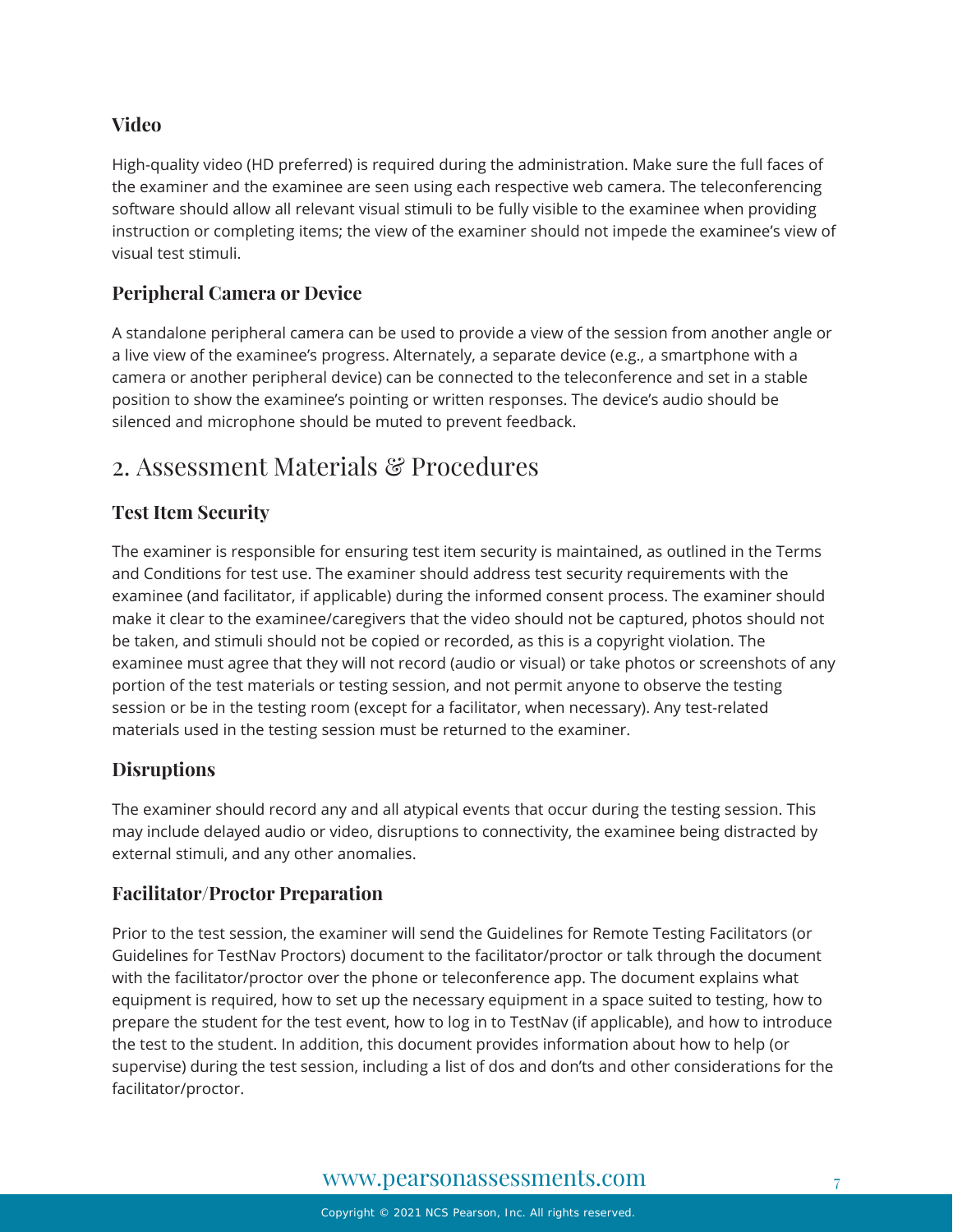### Video

High-quality video (HD preferred) is required during the administration. Make sure the full faces of the examiner and the examinee are seen using each respective web camera. The teleconferencing software should allow all relevant visual stimuli to be fully visible to the examinee when providing instruction or completing items; the view of the examiner should not impede the examinee's view of visual test stimuli.

### Peripheral Camera or Device

A standalone peripheral camera can be used to provide a view of the session from another angle or a live view of the examinee's progress. Alternately, a separate device (e.g., a smartphone with a camera or another peripheral device) can be connected to the teleconference and set in a stable position to show the examinee's pointing or written responses. The device's audio should be silenced and microphone should be muted to prevent feedback.

## 2. Assessment Materials & Procedures

### Test Item Security

The examiner is responsible for ensuring test item security is maintained, as outlined in the Terms and Conditions for test use. The examiner should address test security requirements with the examinee (and facilitator, if applicable) during the informed consent process. The examiner should make it clear to the examinee/caregivers that the video should not be captured, photos should not be taken, and stimuli should not be copied or recorded, as this is a copyright violation. The examinee must agree that they will not record (audio or visual) or take photos or screenshots of any portion of the test materials or testing session, and not permit anyone to observe the testing session or be in the testing room (except for a facilitator, when necessary). Any test-related materials used in the testing session must be returned to the examiner.

### Disruptions

The examiner should record any and all atypical events that occur during the testing session. This may include delayed audio or video, disruptions to connectivity, the examinee being distracted by external stimuli, and any other anomalies.

### Facilitator/Proctor Preparation

Prior to the test session, the examiner will send the Guidelines for Remote Testing Facilitators (or Guidelines for TestNav Proctors) document to the facilitator/proctor or talk through the document with the facilitator/proctor over the phone or teleconference app. The document explains what equipment is required, how to set up the necessary equipment in a space suited to testing, how to prepare the student for the test event, how to log in to TestNav (if applicable), and how to introduce the test to the student. In addition, this document provides information about how to help (or supervise) during the test session, including a list of dos and don'ts and other considerations for the facilitator/proctor.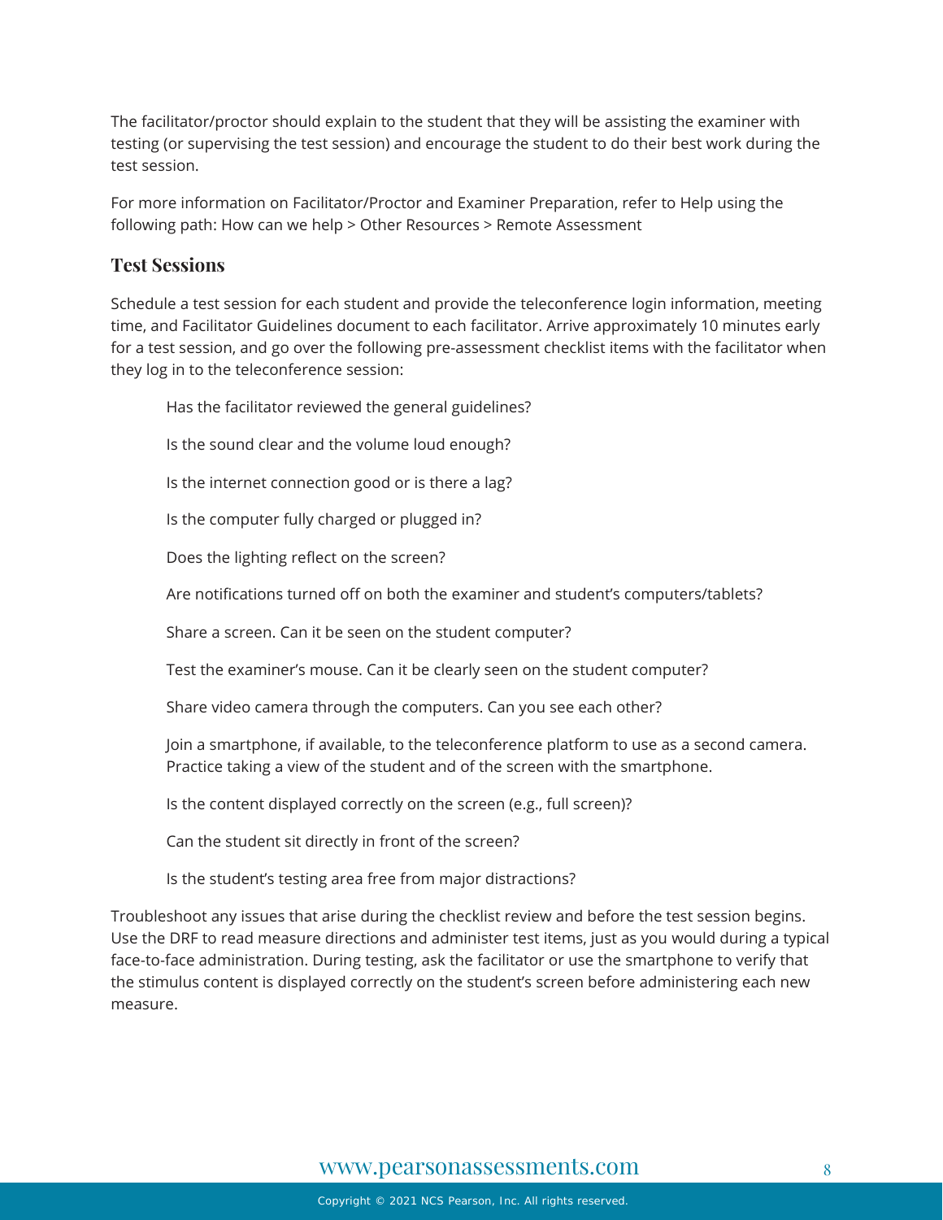The facilitator/proctor should explain to the student that they will be assisting the examiner with testing (or supervising the test session) and encourage the student to do their best work during the test session.

For more information on Facilitator/Proctor and Examiner Preparation, refer to Help using the following path: How can we help > Other Resources > Remote Assessment

## Test Sessions

Schedule a test session for each student and provide the teleconference login information, meeting time, and Facilitator Guidelines document to each facilitator. Arrive approximately 10 minutes early for a test session, and go over the following pre-assessment checklist items with the facilitator when they log in to the teleconference session:

- Has the facilitator reviewed the general guidelines?
- Is the sound clear and the volume loud enough?
- Is the internet connection good or is there a lag?
- Is the computer fully charged or plugged in?
- Does the lighting reflect on the screen?
- Are notifications turned off on both the examiner and student's computers/tablets?
- Share a screen. Can it be seen on the student computer?
- Test the examiner's mouse. Can it be clearly seen on the student computer?
- Share video camera through the computers. Can you see each other?
- Join a smartphone, if available, to the teleconference platform to use as a second camera. Practice taking a view of the student and of the screen with the smartphone.
- Is the content displayed correctly on the screen (e.g., full screen)?
- Can the student sit directly in front of the screen?
- Is the student's testing area free from major distractions?

Troubleshoot any issues that arise during the checklist review and before the test session begins. Use the DRF to read measure directions and administer test items, just as you would during a typical face-to-face administration. During testing, ask the facilitator or use the smartphone to verify that the stimulus content is displayed correctly on the student's screen before administering each new measure.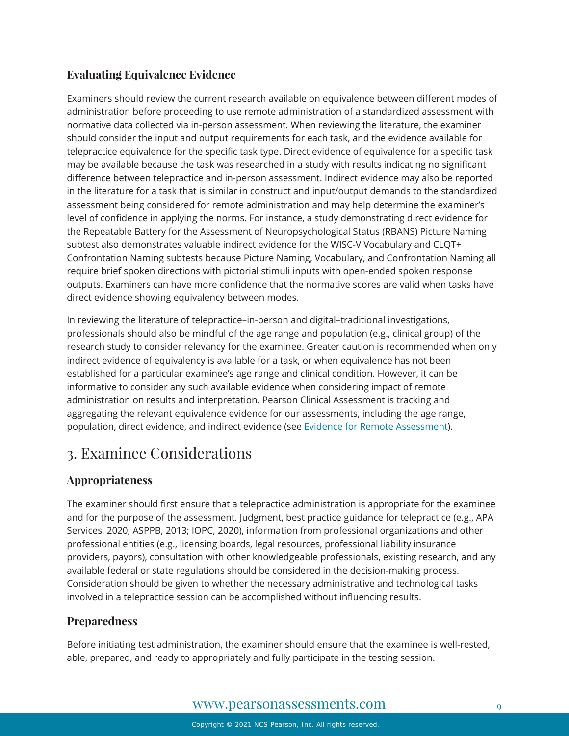### Evaluating Equivalence Evidence

Examiners should review the current research available on equivalence between different modes of administration before proceeding to use remote administration of a standardized assessment with normative data collected via in-person assessment. When reviewing the literature, the examiner should consider the input and output requirements for each task, and the evidence available for telepractice equivalence for the specific task type. Direct evidence of equivalence for a specific task may be available because the task was researched in a study with results indicating no significant difference between telepractice and in-person assessment. Indirect evidence may also be reported in the literature for a task that is similar in construct and input/output demands to the standardized assessment being considered for remote administration and may help determine the examiner's level of confidence in applying the norms. For instance, a study demonstrating direct evidence for the Repeatable Battery for the Assessment of Neuropsychological Status (RBANS) Picture Naming subtest also demonstrates valuable indirect evidence for the WISC-V Vocabulary and CLQT+ Confrontation Naming subtests because Picture Naming, Vocabulary, and Confrontation Naming all require brief spoken directions with pictorial stimuli inputs with open-ended spoken response outputs. Examiners can have more confidence that the normative scores are valid when tasks have direct evidence showing equivalency between modes.

In reviewing the literature of telepractice–in-person and digital–traditional investigations, professionals should also be mindful of the age range and population (e.g., clinical group) of the research study to consider relevancy for the examinee. Greater caution is recommended when only indirect evidence of equivalency is available for a task, or when equivalence has not been established for a particular examinee's age range and clinical condition. However, it can be informative to consider any such available evidence when considering impact of remote administration on results and interpretation. Pearson Clinical Assessment is tracking and aggregating the relevant equivalence evidence for our assessments, including the age range, population, direct evidence, and indirect evidence (see Evidence for Remote Assessment).

## 3. Examinee Considerations

### Appropriateness

The examiner should first ensure that a telepractice administration is appropriate for the examinee and for the purpose of the assessment. Judgment, best practice guidance for telepractice (e.g., APA Services, 2020; ASPPB, 2013; IOPC, 2020), information from professional organizations and other professional entities (e.g., licensing boards, legal resources, professional liability insurance providers, payors), consultation with other knowledgeable professionals, existing research, and any available federal or state regulations should be considered in the decision-making process. Consideration should be given to whether the necessary administrative and technological tasks involved in a telepractice session can be accomplished without influencing results.

### Preparedness

Before initiating test administration, the examiner should ensure that the examinee is well-rested, able, prepared, and ready to appropriately and fully participate in the testing session.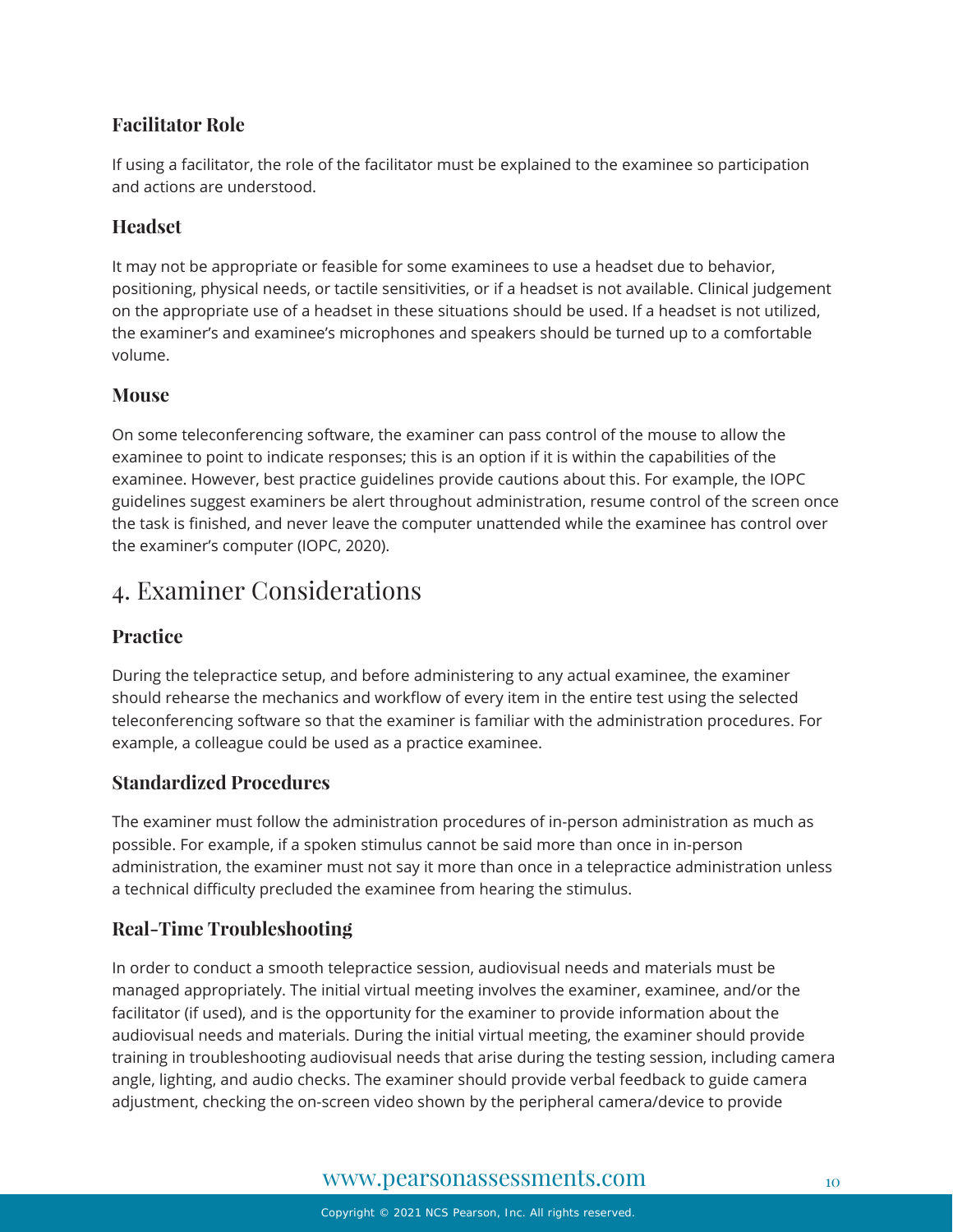### Facilitator Role

If using a facilitator, the role of the facilitator must be explained to the examinee so participation and actions are understood.

### Headset

It may not be appropriate or feasible for some examinees to use a headset due to behavior, positioning, physical needs, or tactile sensitivities, or if a headset is not available. Clinical judgement on the appropriate use of a headset in these situations should be used. If a headset is not utilized, the examiner's and examinee's microphones and speakers should be turned up to a comfortable volume.

### Mouse

On some teleconferencing software, the examiner can pass control of the mouse to allow the examinee to point to indicate responses; this is an option if it is within the capabilities of the examinee. However, best practice guidelines provide cautions about this. For example, the IOPC guidelines suggest examiners be alert throughout administration, resume control of the screen once the task is finished, and never leave the computer unattended while the examinee has control over the examiner's computer (IOPC, 2020).

## 4. Examiner Considerations

### Practice

During the telepractice setup, and before administering to any actual examinee, the examiner should rehearse the mechanics and workflow of every item in the entire test using the selected teleconferencing software so that the examiner is familiar with the administration procedures. For example, a colleague could be used as a practice examinee.

### Standardized Procedures

The examiner must follow the administration procedures of in-person administration as much as possible. For example, if a spoken stimulus cannot be said more than once in in-person administration, the examiner must not say it more than once in a telepractice administration unless a technical difficulty precluded the examinee from hearing the stimulus.

### Real-Time Troubleshooting

In order to conduct a smooth telepractice session, audiovisual needs and materials must be managed appropriately. The initial virtual meeting involves the examiner, examinee, and/or the facilitator (if used), and is the opportunity for the examiner to provide information about the audiovisual needs and materials. During the initial virtual meeting, the examiner should provide training in troubleshooting audiovisual needs that arise during the testing session, including camera angle, lighting, and audio checks. The examiner should provide verbal feedback to guide camera adjustment, checking the on-screen video shown by the peripheral camera/device to provide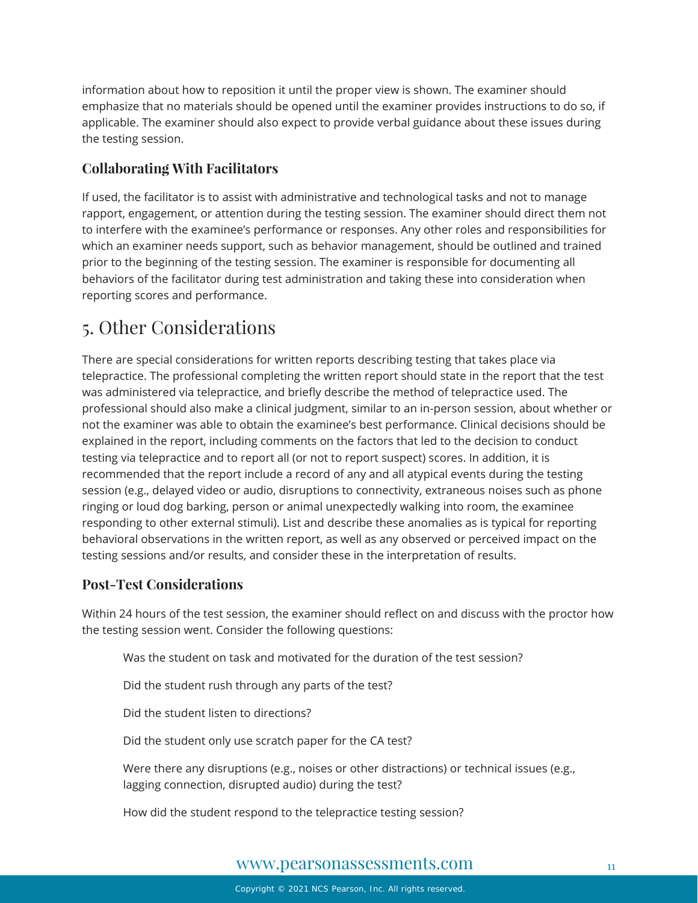information about how to reposition it until the proper view is shown. The examiner should emphasize that no materials should be opened until the examiner provides instructions to do so, if applicable. The examiner should also expect to provide verbal guidance about these issues during the testing session.

### Collaborating With Facilitators

If used, the facilitator is to assist with administrative and technological tasks and not to manage rapport, engagement, or attention during the testing session. The examiner should direct them not to interfere with the examinee's performance or responses. Any other roles and responsibilities for which an examiner needs support, such as behavior management, should be outlined and trained prior to the beginning of the testing session. The examiner is responsible for documenting all behaviors of the facilitator during test administration and taking these into consideration when reporting scores and performance.

## 5. Other Considerations

There are special considerations for written reports describing testing that takes place via telepractice. The professional completing the written report should state in the report that the test was administered via telepractice, and briefly describe the method of telepractice used. The professional should also make a clinical judgment, similar to an in-person session, about whether or not the examiner was able to obtain the examinee's best performance. Clinical decisions should be explained in the report, including comments on the factors that led to the decision to conduct testing via telepractice and to report all (or not to report suspect) scores. In addition, it is recommended that the report include a record of any and all atypical events during the testing session (e.g., delayed video or audio, disruptions to connectivity, extraneous noises such as phone ringing or loud dog barking, person or animal unexpectedly walking into room, the examinee responding to other external stimuli). List and describe these anomalies as is typical for reporting behavioral observations in the written report, as well as any observed or perceived impact on the testing sessions and/or results, and consider these in the interpretation of results.

### Post-Test Considerations

Within 24 hours of the test session, the examiner should reflect on and discuss with the proctor how the testing session went. Consider the following questions:

Was the student on task and motivated for the duration of the test session?

Did the student rush through any parts of the test?

Did the student listen to directions?

Did the student only use scratch paper for the CA test?

Were there any disruptions (e.g., noises or other distractions) or technical issues (e.g., lagging connection, disrupted audio) during the test?

How did the student respond to the telepractice testing session?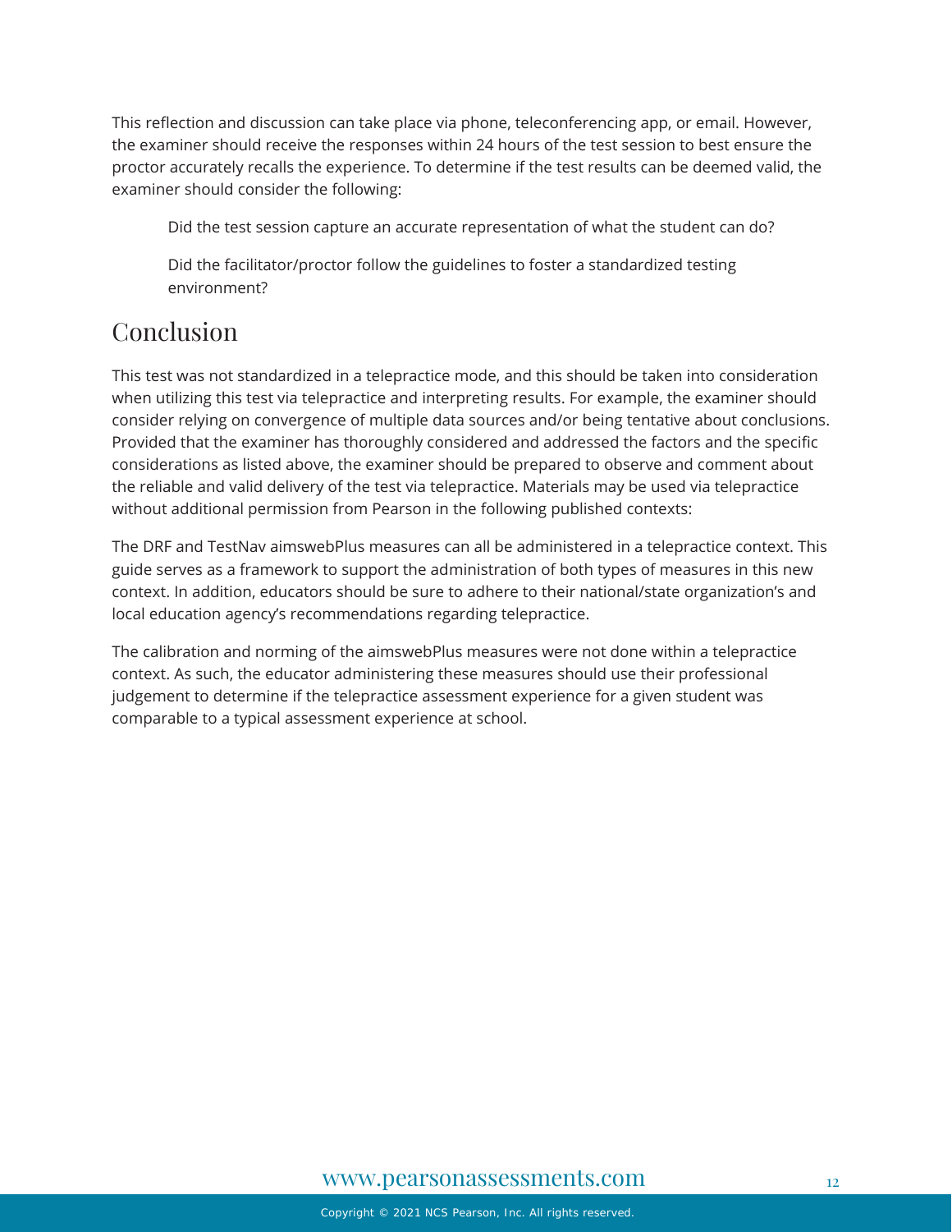This reflection and discussion can take place via phone, teleconferencing app, or email. However, the examiner should receive the responses within 24 hours of the test session to best ensure the proctor accurately recalls the experience. To determine if the test results can be deemed valid, the examiner should consider the following:

> Did the test session capture an accurate representation of what the student can do?
>
> Did the facilitator/proctor follow the guidelines to foster a standardized testing environment?

## Conclusion

This test was not standardized in a telepractice mode, and this should be taken into consideration when utilizing this test via telepractice and interpreting results. For example, the examiner should consider relying on convergence of multiple data sources and/or being tentative about conclusions. Provided that the examiner has thoroughly considered and addressed the factors and the specific considerations as listed above, the examiner should be prepared to observe and comment about the reliable and valid delivery of the test via telepractice. Materials may be used via telepractice without additional permission from Pearson in the following published contexts:

The DRF and TestNav aimswebPlus measures can all be administered in a telepractice context. This guide serves as a framework to support the administration of both types of measures in this new context. In addition, educators should be sure to adhere to their national/state organization's and local education agency's recommendations regarding telepractice.

The calibration and norming of the aimswebPlus measures were not done within a telepractice context. As such, the educator administering these measures should use their professional judgement to determine if the telepractice assessment experience for a given student was comparable to a typical assessment experience at school.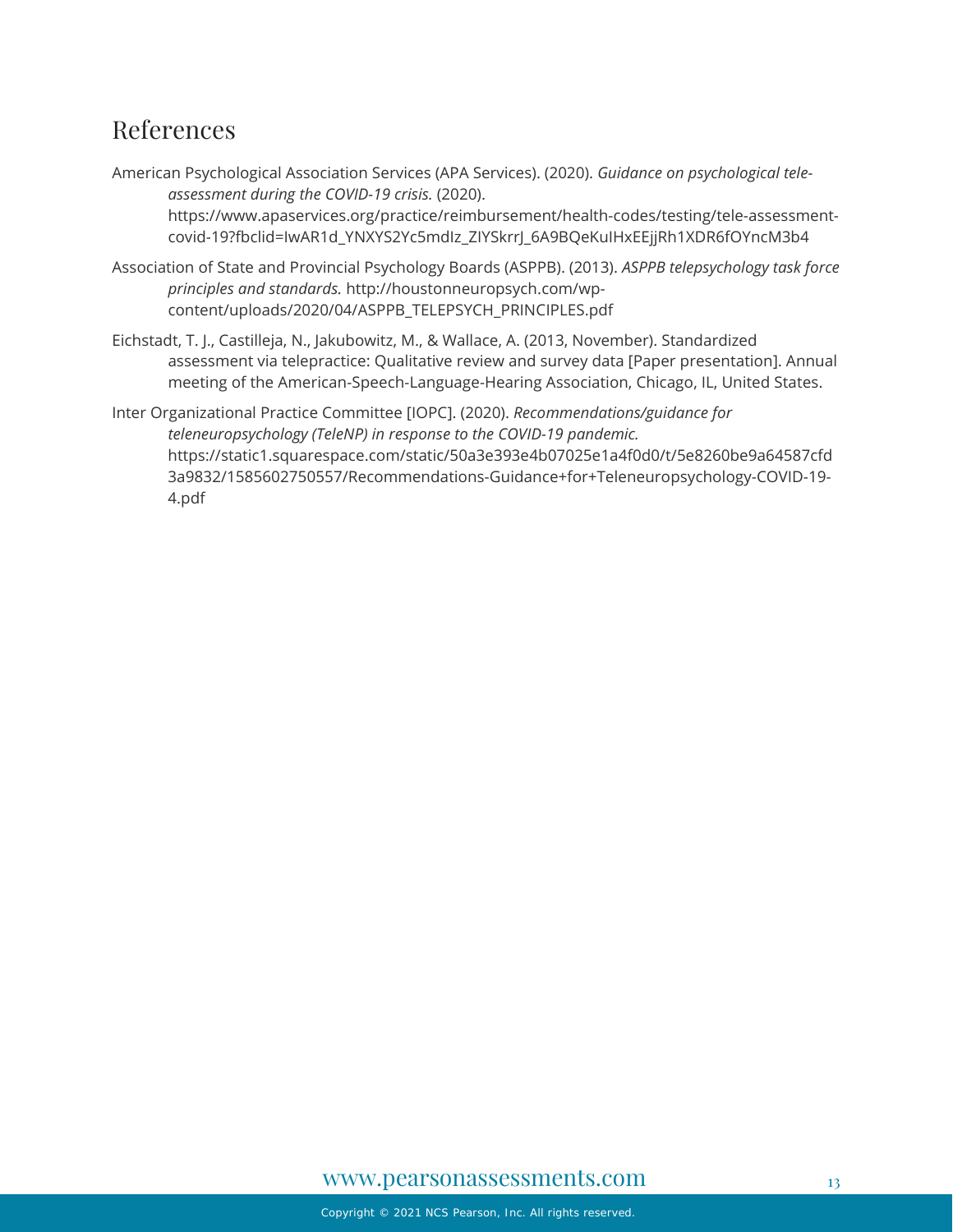# References

American Psychological Association Services (APA Services). (2020). *Guidance on psychological tele-assessment during the COVID-19 crisis.* (2020). https://www.apaservices.org/practice/reimbursement/health-codes/testing/tele-assessment-covid-19?fbclid=IwAR1d_YNXYS2Yc5mdIz_ZIYSkrrJ_6A9BQeKuIHxEEjjRh1XDR6fOYncM3b4

Association of State and Provincial Psychology Boards (ASPPB). (2013). *ASPPB telepsychology task force principles and standards.* http://houstonneuropsych.com/wp-content/uploads/2020/04/ASPPB_TELEPSYCH_PRINCIPLES.pdf

Eichstadt, T. J., Castilleja, N., Jakubowitz, M., & Wallace, A. (2013, November). Standardized assessment via telepractice: Qualitative review and survey data [Paper presentation]. Annual meeting of the American-Speech-Language-Hearing Association, Chicago, IL, United States.

Inter Organizational Practice Committee [IOPC]. (2020). *Recommendations/guidance for teleneuropsychology (TeleNP) in response to the COVID-19 pandemic.* https://static1.squarespace.com/static/50a3e393e4b07025e1a4f0d0/t/5e8260be9a64587cfd3a9832/1585602750557/Recommendations-Guidance+for+Teleneuropsychology-COVID-19-4.pdf